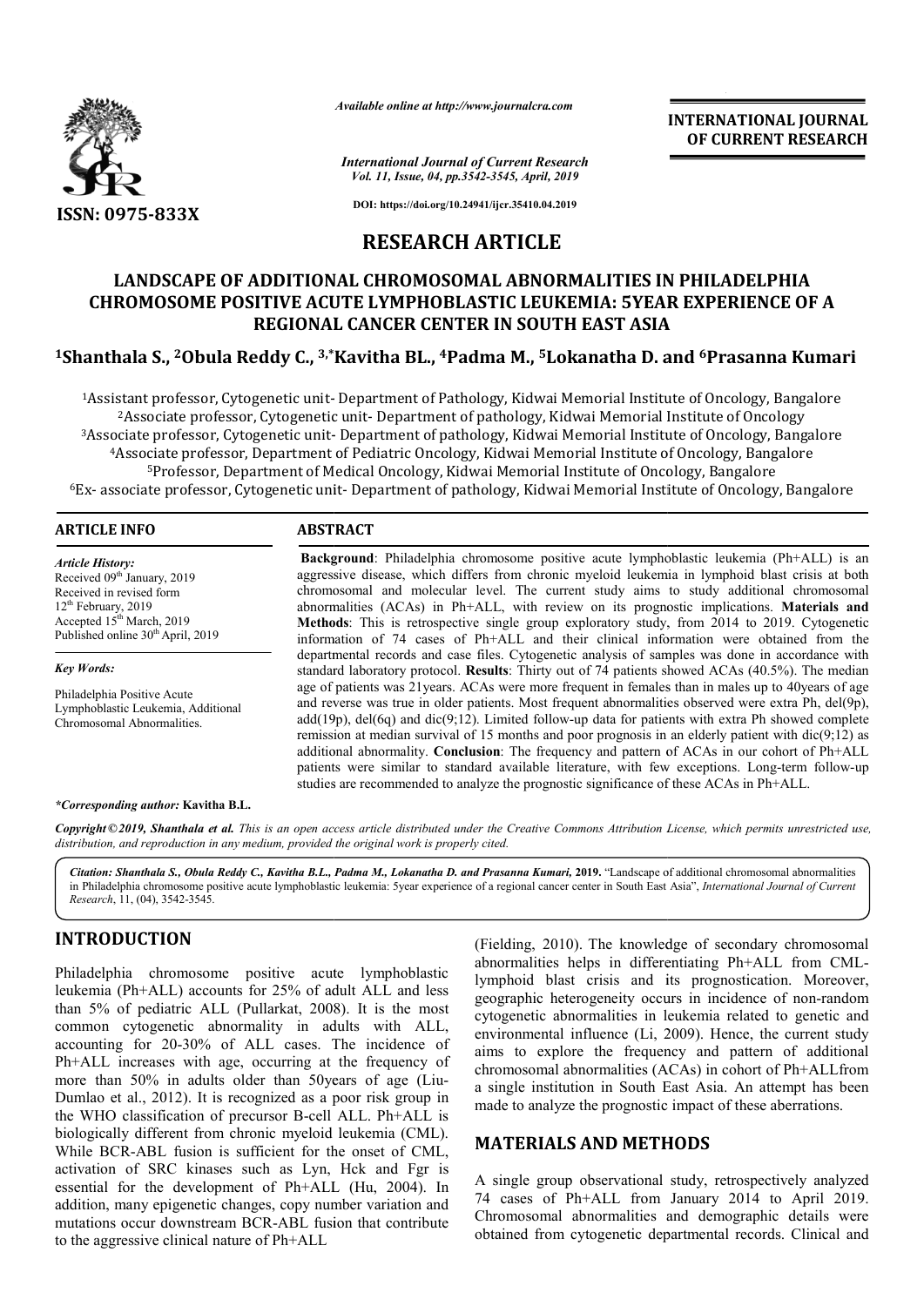**RESEARCH ARTICLE**

# LANDSCAPE OF ADDITIONAL CHROMOSOMAL ABNORMALITIES IN PHILADELPHIA CHROMOSOME POSITIVE ACUTE LYMPHOBLASTIC LEUKEMIA: 5YEAR EXPERIENCE OF A REGIONAL CANCER CENTER IN SOUTH EAST ASIA

**[1]Shanthala S., [2]Obula Reddy C., [3,*]Kavitha BL., [4]Padma M., [5]Lokanatha D. and [6]Prasanna Kumari**

[1]Assistant professor, Cytogenetic unit- Department of Pathology, Kidwai Memorial Institute of Oncology, Bangalore
[2]Associate professor, Cytogenetic unit- Department of pathology, Kidwai Memorial Institute of Oncology
[3]Associate professor, Cytogenetic unit- Department of pathology, Kidwai Memorial Institute of Oncology, Bangalore
[4]Associate professor, Department of Pediatric Oncology, Kidwai Memorial Institute of Oncology, Bangalore
[5]Professor, Department of Medical Oncology, Kidwai Memorial Institute of Oncology, Bangalore
[6]Ex- associate professor, Cytogenetic unit- Department of pathology, Kidwai Memorial Institute of Oncology, Bangalore

**ARTICLE INFO**

*Article History:*
Received 09[th] January, 2019
Received in revised form
12[th] February, 2019
Accepted 15[th] March, 2019
Published online 30[th] April, 2019

*Key Words:*
Philadelphia Positive Acute Lymphoblastic Leukemia, Additional Chromosomal Abnormalities.

***Corresponding author:** Kavitha B.L.

**ABSTRACT**

**Background**: Philadelphia chromosome positive acute lymphoblastic leukemia (Ph+ALL) is an aggressive disease, which differs from chronic myeloid leukemia in lymphoid blast crisis at both chromosomal and molecular level. The current study aims to study additional chromosomal abnormalities (ACAs) in Ph+ALL, with review on its prognostic implications. **Materials and Methods**: This is retrospective single group exploratory study, from 2014 to 2019. Cytogenetic information of 74 cases of Ph+ALL and their clinical information were obtained from the departmental records and case files. Cytogenetic analysis of samples was done in accordance with standard laboratory protocol. **Results**: Thirty out of 74 patients showed ACAs (40.5%). The median age of patients was 21years. ACAs were more frequent in females than in males up to 40years of age and reverse was true in older patients. Most frequent abnormalities observed were extra Ph, del(9p), add(19p), del(6q) and dic(9;12). Limited follow-up data for patients with extra Ph showed complete remission at median survival of 15 months and poor prognosis in an elderly patient with dic(9;12) as additional abnormality. **Conclusion**: The frequency and pattern of ACAs in our cohort of Ph+ALL patients were similar to standard available literature, with few exceptions. Long-term follow-up studies are recommended to analyze the prognostic significance of these ACAs in Ph+ALL.

*Copyright © 2019, Shanthala et al. This is an open access article distributed under the Creative Commons Attribution License, which permits unrestricted use, distribution, and reproduction in any medium, provided the original work is properly cited.*

***Citation: Shanthala S., Obula Reddy C., Kavitha B.L., Padma M., Lokanatha D. and Prasanna Kumari,* 2019.** "Landscape of additional chromosomal abnormalities in Philadelphia chromosome positive acute lymphoblastic leukemia: 5year experience of a regional cancer center in South East Asia", *International Journal of Current Research*, 11, (04), 3542-3545.

## INTRODUCTION

Philadelphia chromosome positive acute lymphoblastic leukemia (Ph+ALL) accounts for 25% of adult ALL and less than 5% of pediatric ALL (Pullarkat, 2008). It is the most common cytogenetic abnormality in adults with ALL, accounting for 20-30% of ALL cases. The incidence of Ph+ALL increases with age, occurring at the frequency of more than 50% in adults older than 50years of age (Liu-Dumlao et al., 2012). It is recognized as a poor risk group in the WHO classification of precursor B-cell ALL. Ph+ALL is biologically different from chronic myeloid leukemia (CML). While BCR-ABL fusion is sufficient for the onset of CML, activation of SRC kinases such as Lyn, Hck and Fgr is essential for the development of Ph+ALL (Hu, 2004). In addition, many epigenetic changes, copy number variation and mutations occur downstream BCR-ABL fusion that contribute to the aggressive clinical nature of Ph+ALL (Fielding, 2010). The knowledge of secondary chromosomal abnormalities helps in differentiating Ph+ALL from CML-lymphoid blast crisis and its prognostication. Moreover, geographic heterogeneity occurs in incidence of non-random cytogenetic abnormalities in leukemia related to genetic and environmental influence (Li, 2009). Hence, the current study aims to explore the frequency and pattern of additional chromosomal abnormalities (ACAs) in cohort of Ph+ALLfrom a single institution in South East Asia. An attempt has been made to analyze the prognostic impact of these aberrations.

## MATERIALS AND METHODS

A single group observational study, retrospectively analyzed 74 cases of Ph+ALL from January 2014 to April 2019. Chromosomal abnormalities and demographic details were obtained from cytogenetic departmental records. Clinical and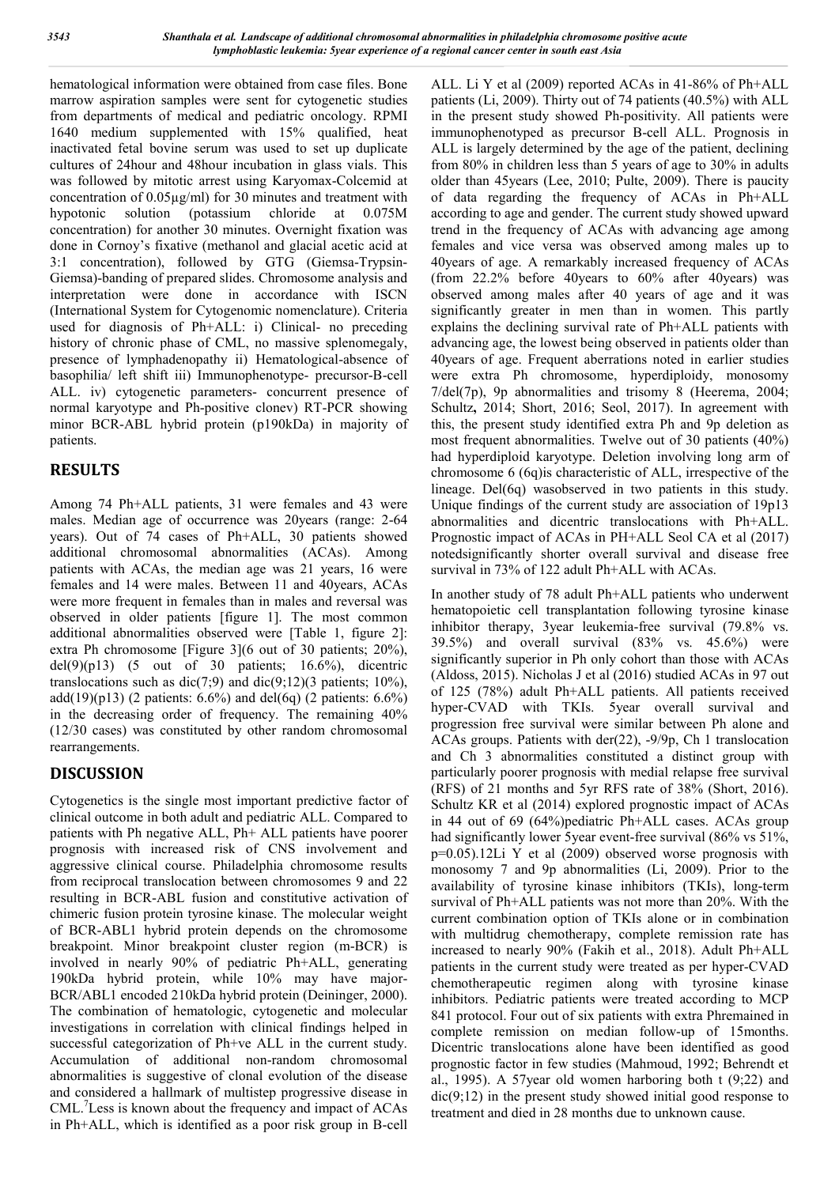hematological information were obtained from case files. Bone marrow aspiration samples were sent for cytogenetic studies from departments of medical and pediatric oncology. RPMI 1640 medium supplemented with 15% qualified, heat inactivated fetal bovine serum was used to set up duplicate cultures of 24hour and 48hour incubation in glass vials. This was followed by mitotic arrest using Karyomax-Colcemid at concentration of 0.05µg/ml) for 30 minutes and treatment with hypotonic solution (potassium chloride at 0.075M concentration) for another 30 minutes. Overnight fixation was done in Cornoy's fixative (methanol and glacial acetic acid at 3:1 concentration), followed by GTG (Giemsa-Trypsin-Giemsa)-banding of prepared slides. Chromosome analysis and interpretation were done in accordance with ISCN (International System for Cytogenomic nomenclature). Criteria used for diagnosis of Ph+ALL: i) Clinical- no preceding history of chronic phase of CML, no massive splenomegaly, presence of lymphadenopathy ii) Hematological-absence of basophilia/ left shift iii) Immunophenotype- precursor-B-cell ALL. iv) cytogenetic parameters- concurrent presence of normal karyotype and Ph-positive clonev) RT-PCR showing minor BCR-ABL hybrid protein (p190kDa) in majority of patients.

## RESULTS

Among 74 Ph+ALL patients, 31 were females and 43 were males. Median age of occurrence was 20years (range: 2-64 years). Out of 74 cases of Ph+ALL, 30 patients showed additional chromosomal abnormalities (ACAs). Among patients with ACAs, the median age was 21 years, 16 were females and 14 were males. Between 11 and 40years, ACAs were more frequent in females than in males and reversal was observed in older patients [figure 1]. The most common additional abnormalities observed were [Table 1, figure 2]: extra Ph chromosome [Figure 3](6 out of 30 patients; 20%), del(9)(p13) (5 out of 30 patients; 16.6%), dicentric translocations such as dic(7;9) and dic(9;12)(3 patients; 10%), add(19)(p13) (2 patients: 6.6%) and del(6q) (2 patients: 6.6%) in the decreasing order of frequency. The remaining 40% (12/30 cases) was constituted by other random chromosomal rearrangements.

## DISCUSSION

Cytogenetics is the single most important predictive factor of clinical outcome in both adult and pediatric ALL. Compared to patients with Ph negative ALL, Ph+ ALL patients have poorer prognosis with increased risk of CNS involvement and aggressive clinical course. Philadelphia chromosome results from reciprocal translocation between chromosomes 9 and 22 resulting in BCR-ABL fusion and constitutive activation of chimeric fusion protein tyrosine kinase. The molecular weight of BCR-ABL1 hybrid protein depends on the chromosome breakpoint. Minor breakpoint cluster region (m-BCR) is involved in nearly 90% of pediatric Ph+ALL, generating 190kDa hybrid protein, while 10% may have major-BCR/ABL1 encoded 210kDa hybrid protein (Deininger, 2000). The combination of hematologic, cytogenetic and molecular investigations in correlation with clinical findings helped in successful categorization of Ph+ve ALL in the current study. Accumulation of additional non-random chromosomal abnormalities is suggestive of clonal evolution of the disease and considered a hallmark of multistep progressive disease in CML.[7]Less is known about the frequency and impact of ACAs in Ph+ALL, which is identified as a poor risk group in B-cell ALL. Li Y et al (2009) reported ACAs in 41-86% of Ph+ALL patients (Li, 2009). Thirty out of 74 patients (40.5%) with ALL in the present study showed Ph-positivity. All patients were immunophenotyped as precursor B-cell ALL. Prognosis in ALL is largely determined by the age of the patient, declining from 80% in children less than 5 years of age to 30% in adults older than 45years (Lee, 2010; Pulte, 2009). There is paucity of data regarding the frequency of ACAs in Ph+ALL according to age and gender. The current study showed upward trend in the frequency of ACAs with advancing age among females and vice versa was observed among males up to 40years of age. A remarkably increased frequency of ACAs (from 22.2% before 40years to 60% after 40years) was observed among males after 40 years of age and it was significantly greater in men than in women. This partly explains the declining survival rate of Ph+ALL patients with advancing age, the lowest being observed in patients older than 40years of age. Frequent aberrations noted in earlier studies were extra Ph chromosome, hyperdiploidy, monosomy 7/del(7p), 9p abnormalities and trisomy 8 (Heerema, 2004; Schultz, 2014; Short, 2016; Seol, 2017). In agreement with this, the present study identified extra Ph and 9p deletion as most frequent abnormalities. Twelve out of 30 patients (40%) had hyperdiploid karyotype. Deletion involving long arm of chromosome 6 (6q)is characteristic of ALL, irrespective of the lineage. Del(6q) wasobserved in two patients in this study. Unique findings of the current study are association of 19p13 abnormalities and dicentric translocations with Ph+ALL. Prognostic impact of ACAs in PH+ALL Seol CA et al (2017) notedsignificantly shorter overall survival and disease free survival in 73% of 122 adult Ph+ALL with ACAs.

In another study of 78 adult Ph+ALL patients who underwent hematopoietic cell transplantation following tyrosine kinase inhibitor therapy, 3year leukemia-free survival (79.8% vs. 39.5%) and overall survival (83% vs. 45.6%) were significantly superior in Ph only cohort than those with ACAs (Aldoss, 2015). Nicholas J et al (2016) studied ACAs in 97 out of 125 (78%) adult Ph+ALL patients. All patients received hyper-CVAD with TKIs. 5year overall survival and progression free survival were similar between Ph alone and ACAs groups. Patients with der(22), -9/9p, Ch 1 translocation and Ch 3 abnormalities constituted a distinct group with particularly poorer prognosis with medial relapse free survival (RFS) of 21 months and 5yr RFS rate of 38% (Short, 2016). Schultz KR et al (2014) explored prognostic impact of ACAs in 44 out of 69 (64%)pediatric Ph+ALL cases. ACAs group had significantly lower 5year event-free survival (86% vs 51%, p=0.05).12Li Y et al (2009) observed worse prognosis with monosomy 7 and 9p abnormalities (Li, 2009). Prior to the availability of tyrosine kinase inhibitors (TKIs), long-term survival of Ph+ALL patients was not more than 20%. With the current combination option of TKIs alone or in combination with multidrug chemotherapy, complete remission rate has increased to nearly 90% (Fakih et al., 2018). Adult Ph+ALL patients in the current study were treated as per hyper-CVAD chemotherapeutic regimen along with tyrosine kinase inhibitors. Pediatric patients were treated according to MCP 841 protocol. Four out of six patients with extra Phremained in complete remission on median follow-up of 15months. Dicentric translocations alone have been identified as good prognostic factor in few studies (Mahmoud, 1992; Behrendt et al., 1995). A 57year old women harboring both t (9;22) and dic(9;12) in the present study showed initial good response to treatment and died in 28 months due to unknown cause.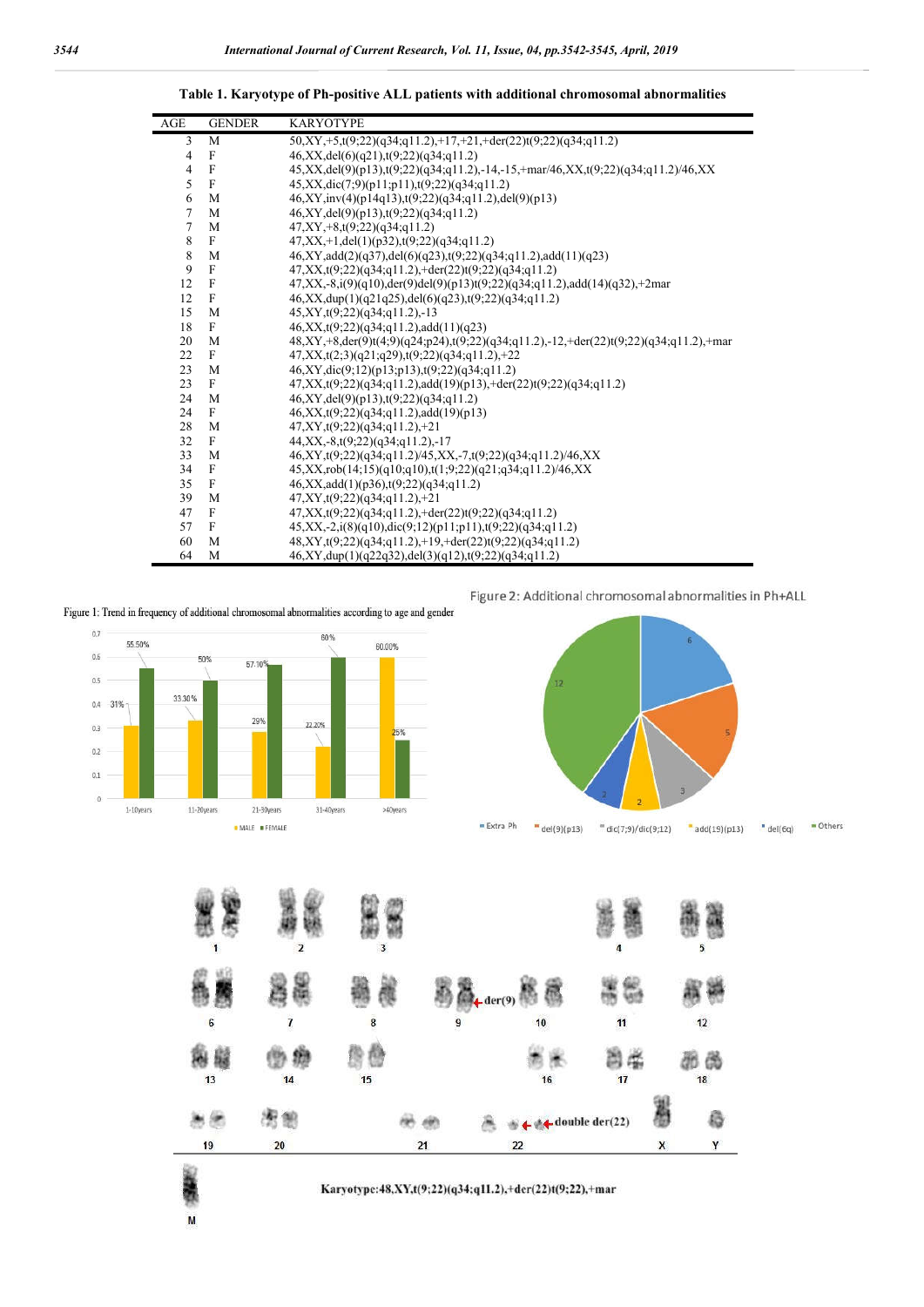**Table 1. Karyotype of Ph-positive ALL patients with additional chromosomal abnormalities**

| AGE | GENDER | KARYOTYPE |
|---|---|---|
| 3 | M | 50,XY,+5,t(9;22)(q34;q11.2),+17,+21,+der(22)t(9;22)(q34;q11.2) |
| 4 | F | 46,XX,del(6)(q21),t(9;22)(q34;q11.2) |
| 4 | F | 45,XX,del(9)(p13),t(9;22)(q34;q11.2),-14,-15,+mar/46,XX,t(9;22)(q34;q11.2)/46,XX |
| 5 | F | 45,XX,dic(7;9)(p11;p11),t(9;22)(q34;q11.2) |
| 6 | M | 46,XY,inv(4)(p14q13),t(9;22)(q34;q11.2),del(9)(p13) |
| 7 | M | 46,XY,del(9)(p13),t(9;22)(q34;q11.2) |
| 7 | M | 47,XY,+8,t(9;22)(q34;q11.2) |
| 8 | F | 47,XX,+1,del(1)(p32),t(9;22)(q34;q11.2) |
| 8 | M | 46,XY,add(2)(q37),del(6)(q23),t(9;22)(q34;q11.2),add(11)(q23) |
| 9 | F | 47,XX,t(9;22)(q34;q11.2),+der(22)t(9;22)(q34;q11.2) |
| 12 | F | 47,XX,-8,i(9)(q10),der(9)del(9)(p13)t(9;22)(q34;q11.2),add(14)(q32),+2mar |
| 12 | F | 46,XX,dup(1)(q21q25),del(6)(q23),t(9;22)(q34;q11.2) |
| 15 | M | 45,XY,t(9;22)(q34;q11.2),-13 |
| 18 | F | 46,XX,t(9;22)(q34;q11.2),add(11)(q23) |
| 20 | M | 48,XY,+8,der(9)t(4;9)(q24;p24),t(9;22)(q34;q11.2),-12,+der(22)t(9;22)(q34;q11.2),+mar |
| 22 | F | 47,XX,t(2;3)(q21;q29),t(9;22)(q34;q11.2),+22 |
| 23 | M | 46,XY,dic(9;12)(p13;p13),t(9;22)(q34;q11.2) |
| 23 | F | 47,XX,t(9;22)(q34;q11.2),add(19)(p13),+der(22)t(9;22)(q34;q11.2) |
| 24 | M | 46,XY,del(9)(p13),t(9;22)(q34;q11.2) |
| 24 | F | 46,XX,t(9;22)(q34;q11.2),add(19)(p13) |
| 28 | M | 47,XY,t(9;22)(q34;q11.2),+21 |
| 32 | F | 44,XX,-8,t(9;22)(q34;q11.2),-17 |
| 33 | M | 46,XY,t(9;22)(q34;q11.2)/45,XX,-7,t(9;22)(q34;q11.2)/46,XX |
| 34 | F | 45,XX,rob(14;15)(q10;q10),t(1;9;22)(q21;q34;q11.2)/46,XX |
| 35 | F | 46,XX,add(1)(p36),t(9;22)(q34;q11.2) |
| 39 | M | 47,XY,t(9;22)(q34;q11.2),+21 |
| 47 | F | 47,XX,t(9;22)(q34;q11.2),+der(22)t(9;22)(q34;q11.2) |
| 57 | F | 45,XX,-2,i(8)(q10),dic(9;12)(p11;p11),t(9;22)(q34;q11.2) |
| 60 | M | 48,XY,t(9;22)(q34;q11.2),+19,+der(22)t(9;22)(q34;q11.2) |
| 64 | M | 46,XY,dup(1)(q22q32),del(3)(q12),t(9;22)(q34;q11.2) |

Figure 1: Trend in frequency of additional chromosomal abnormalities according to age and gender

Figure 2: Additional chromosomal abnormalities in Ph+ALL

Karyotype:48,XY,t(9;22)(q34;q11.2),+der(22)t(9;22),+mar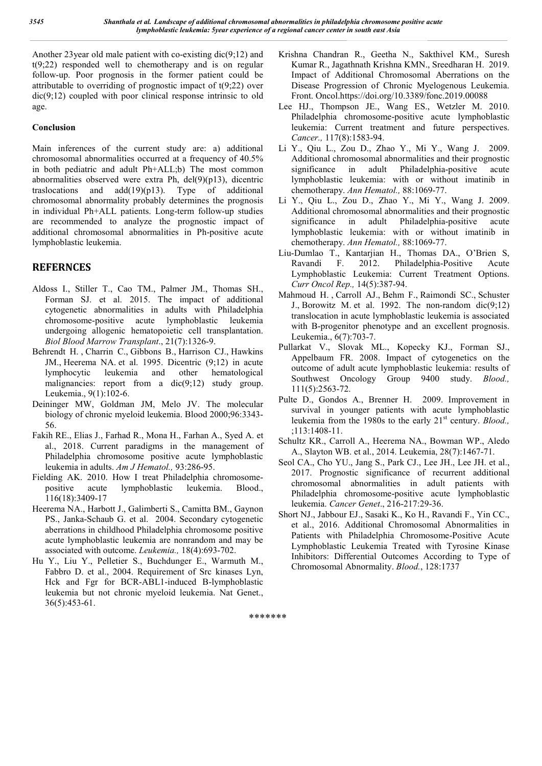Another 23year old male patient with co-existing dic(9;12) and t(9;22) responded well to chemotherapy and is on regular follow-up. Poor prognosis in the former patient could be attributable to overriding of prognostic impact of t(9;22) over dic(9;12) coupled with poor clinical response intrinsic to old age.

## Conclusion

Main inferences of the current study are: a) additional chromosomal abnormalities occurred at a frequency of 40.5% in both pediatric and adult Ph+ALL;b) The most common abnormalities observed were extra Ph, del(9)(p13), dicentric traslocations and add(19)(p13). Type of additional chromosomal abnormality probably determines the prognosis in individual Ph+ALL patients. Long-term follow-up studies are recommended to analyze the prognostic impact of additional chromosomal abnormalities in Ph-positive acute lymphoblastic leukemia.

## REFERNCES

Aldoss I., Stiller T., Cao TM., Palmer JM., Thomas SH., Forman SJ. et al. 2015. The impact of additional cytogenetic abnormalities in adults with Philadelphia chromosome-positive acute lymphoblastic leukemia undergoing allogenic hematopoietic cell transplantation. *Biol Blood Marrow Transplant*., 21(7):1326-9.

Behrendt H. , Charrin C., Gibbons B., Harrison CJ., Hawkins JM., Heerema NA. et al. 1995. Dicentric (9;12) in acute lymphocytic leukemia and other hematological malignancies: report from a dic(9;12) study group. Leukemia., 9(1):102-6.

Deininger MW, Goldman JM, Melo JV. The molecular biology of chronic myeloid leukemia. Blood 2000;96:3343-56.

Fakih RE., Elias J., Farhad R., Mona H., Farhan A., Syed A. et al., 2018. Current paradigms in the management of Philadelphia chromosome positive acute lymphoblastic leukemia in adults. *Am J Hematol.,* 93:286-95.

Fielding AK. 2010. How I treat Philadelphia chromosome-positive acute lymphoblastic leukemia. Blood., 116(18):3409-17

Heerema NA., Harbott J., Galimberti S., Camitta BM., Gaynon PS., Janka-Schaub G. et al. 2004. Secondary cytogenetic aberrations in childhood Philadelphia chromosome positive acute lymphoblastic leukemia are nonrandom and may be associated with outcome. *Leukemia.,* 18(4):693-702.

Hu Y., Liu Y., Pelletier S., Buchdunger E., Warmuth M., Fabbro D. et al., 2004. Requirement of Src kinases Lyn, Hck and Fgr for BCR-ABL1-induced B-lymphoblastic leukemia but not chronic myeloid leukemia. Nat Genet., 36(5):453-61.

Krishna Chandran R., Geetha N., Sakthivel KM., Suresh Kumar R., Jagathnath Krishna KMN., Sreedharan H. 2019. Impact of Additional Chromosomal Aberrations on the Disease Progression of Chronic Myelogenous Leukemia. Front. Oncol.https://doi.org/10.3389/fonc.2019.00088

Lee HJ., Thompson JE., Wang ES., Wetzler M. 2010. Philadelphia chromosome-positive acute lymphoblastic leukemia: Current treatment and future perspectives. *Cancer.,* 117(8):1583-94.

Li Y., Qiu L., Zou D., Zhao Y., Mi Y., Wang J. 2009. Additional chromosomal abnormalities and their prognostic significance in adult Philadelphia-positive acute lymphoblastic leukemia: with or without imatinib in chemotherapy. *Ann Hematol.,* 88:1069-77.

Li Y., Qiu L., Zou D., Zhao Y., Mi Y., Wang J. 2009. Additional chromosomal abnormalities and their prognostic significance in adult Philadelphia-positive acute lymphoblastic leukemia: with or without imatinib in chemotherapy. *Ann Hematol.,* 88:1069-77.

Liu-Dumlao T., Kantarjian H., Thomas DA., O'Brien S, Ravandi F. 2012. Philadelphia-Positive Acute Lymphoblastic Leukemia: Current Treatment Options. *Curr Oncol Rep.,* 14(5):387-94.

Mahmoud H. , Carroll AJ., Behm F., Raimondi SC., Schuster J., Borowitz M. et al. 1992. The non-random dic(9;12) translocation in acute lymphoblastic leukemia is associated with B-progenitor phenotype and an excellent prognosis. Leukemia., 6(7):703-7.

Pullarkat V., Slovak ML., Kopecky KJ., Forman SJ., Appelbaum FR. 2008. Impact of cytogenetics on the outcome of adult acute lymphoblastic leukemia: results of Southwest Oncology Group 9400 study. *Blood.,* 111(5):2563-72.

Pulte D., Gondos A., Brenner H. 2009. Improvement in survival in younger patients with acute lymphoblastic leukemia from the 1980s to the early 21st century. *Blood.,* ;113:1408-11.

Schultz KR., Carroll A., Heerema NA., Bowman WP., Aledo A., Slayton WB. et al., 2014. Leukemia, 28(7):1467-71.

Seol CA., Cho YU., Jang S., Park CJ., Lee JH., Lee JH. et al., 2017. Prognostic significance of recurrent additional chromosomal abnormalities in adult patients with Philadelphia chromosome-positive acute lymphoblastic leukemia. *Cancer Genet*., 216-217:29-36.

Short NJ., Jabbour EJ., Sasaki K., Ko H., Ravandi F., Yin CC., et al., 2016. Additional Chromosomal Abnormalities in Patients with Philadelphia Chromosome-Positive Acute Lymphoblastic Leukemia Treated with Tyrosine Kinase Inhibitors: Differential Outcomes According to Type of Chromosomal Abnormality. *Blood.*, 128:1737

\*\*\*\*\*\*\*